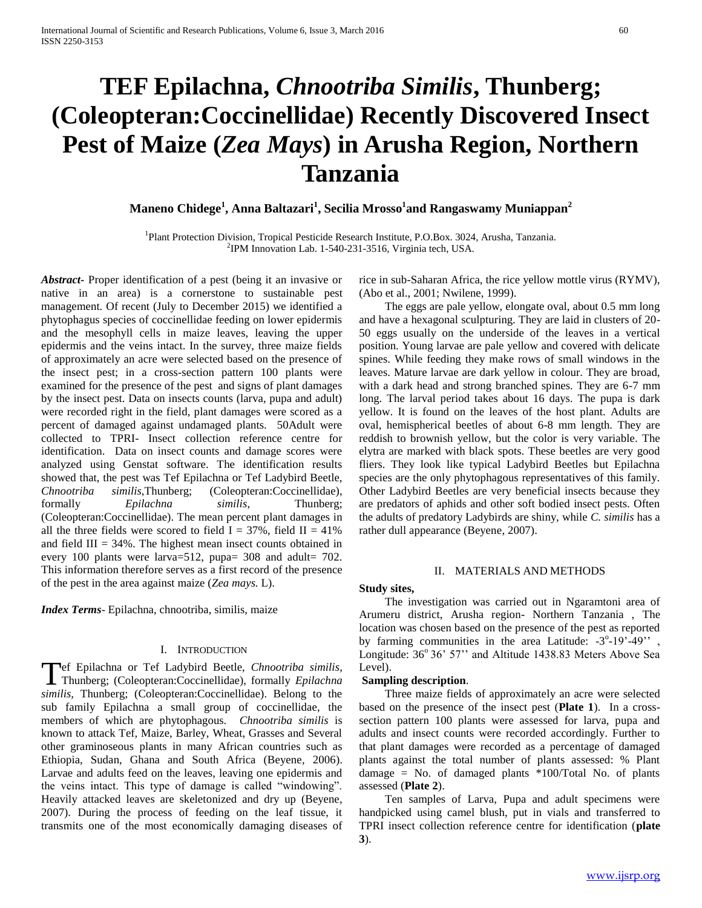# TEF Epilachna, *Chnootriba Similis*, Thunberg; (Coleopteran:Coccinellidae) Recently Discovered Insect Pest of Maize (*Zea Mays*) in Arusha Region, Northern Tanzania

**Maneno Chidege[1], Anna Baltazari[1], Secilia Mrosso[1] and Rangaswamy Muniappan[2]**

[1]Plant Protection Division, Tropical Pesticide Research Institute, P.O.Box. 3024, Arusha, Tanzania.
[2]IPM Innovation Lab. 1-540-231-3516, Virginia tech, USA.

***Abstract*-** Proper identification of a pest (being it an invasive or native in an area) is a cornerstone to sustainable pest management. Of recent (July to December 2015) we identified a phytophagus species of coccinellidae feeding on lower epidermis and the mesophyll cells in maize leaves, leaving the upper epidermis and the veins intact. In the survey, three maize fields of approximately an acre were selected based on the presence of the insect pest; in a cross-section pattern 100 plants were examined for the presence of the pest and signs of plant damages by the insect pest. Data on insects counts (larva, pupa and adult) were recorded right in the field, plant damages were scored as a percent of damaged against undamaged plants. 50Adult were collected to TPRI- Insect collection reference centre for identification. Data on insect counts and damage scores were analyzed using Genstat software. The identification results showed that, the pest was Tef Epilachna or Tef Ladybird Beetle, *Chnootriba similis*,Thunberg; (Coleopteran:Coccinellidae), formally *Epilachna similis*, Thunberg; (Coleopteran:Coccinellidae). The mean percent plant damages in all the three fields were scored to field I = 37%, field II = 41% and field III = 34%. The highest mean insect counts obtained in every 100 plants were larva=512, pupa= 308 and adult= 702. This information therefore serves as a first record of the presence of the pest in the area against maize (*Zea mays.* L).

***Index Terms*-** Epilachna, chnootriba, similis, maize

## I. Introduction

Tef Epilachna or Tef Ladybird Beetle, *Chnootriba similis*, Thunberg; (Coleopteran:Coccinellidae), formally *Epilachna similis*, Thunberg; (Coleopteran:Coccinellidae). Belong to the sub family Epilachna a small group of coccinellidae, the members of which are phytophagous. *Chnootriba similis* is known to attack Tef, Maize, Barley, Wheat, Grasses and Several other graminoseous plants in many African countries such as Ethiopia, Sudan, Ghana and South Africa (Beyene, 2006). Larvae and adults feed on the leaves, leaving one epidermis and the veins intact. This type of damage is called "windowing". Heavily attacked leaves are skeletonized and dry up (Beyene, 2007). During the process of feeding on the leaf tissue, it transmits one of the most economically damaging diseases of rice in sub-Saharan Africa, the rice yellow mottle virus (RYMV), (Abo et al., 2001; Nwilene, 1999).

The eggs are pale yellow, elongate oval, about 0.5 mm long and have a hexagonal sculpturing. They are laid in clusters of 20-50 eggs usually on the underside of the leaves in a vertical position. Young larvae are pale yellow and covered with delicate spines. While feeding they make rows of small windows in the leaves. Mature larvae are dark yellow in colour. They are broad, with a dark head and strong branched spines. They are 6-7 mm long. The larval period takes about 16 days. The pupa is dark yellow. It is found on the leaves of the host plant. Adults are oval, hemispherical beetles of about 6-8 mm length. They are reddish to brownish yellow, but the color is very variable. The elytra are marked with black spots. These beetles are very good fliers. They look like typical Ladybird Beetles but Epilachna species are the only phytophagous representatives of this family. Other Ladybird Beetles are very beneficial insects because they are predators of aphids and other soft bodied insect pests. Often the adults of predatory Ladybirds are shiny, while *C. similis* has a rather dull appearance (Beyene, 2007).

## II. Materials and Methods

**Study sites,**

The investigation was carried out in Ngaramtoni area of Arumeru district, Arusha region- Northern Tanzania , The location was chosen based on the presence of the pest as reported by farming communities in the area Latitude: -3°-19'-49'' , Longitude: 36° 36' 57'' and Altitude 1438.83 Meters Above Sea Level).

**Sampling description**.

Three maize fields of approximately an acre were selected based on the presence of the insect pest (**Plate 1**). In a cross-section pattern 100 plants were assessed for larva, pupa and adults and insect counts were recorded accordingly. Further to that plant damages were recorded as a percentage of damaged plants against the total number of plants assessed: % Plant damage = No. of damaged plants *100/Total No. of plants assessed (**Plate 2**).

Ten samples of Larva, Pupa and adult specimens were handpicked using camel blush, put in vials and transferred to TPRI insect collection reference centre for identification (**plate 3**).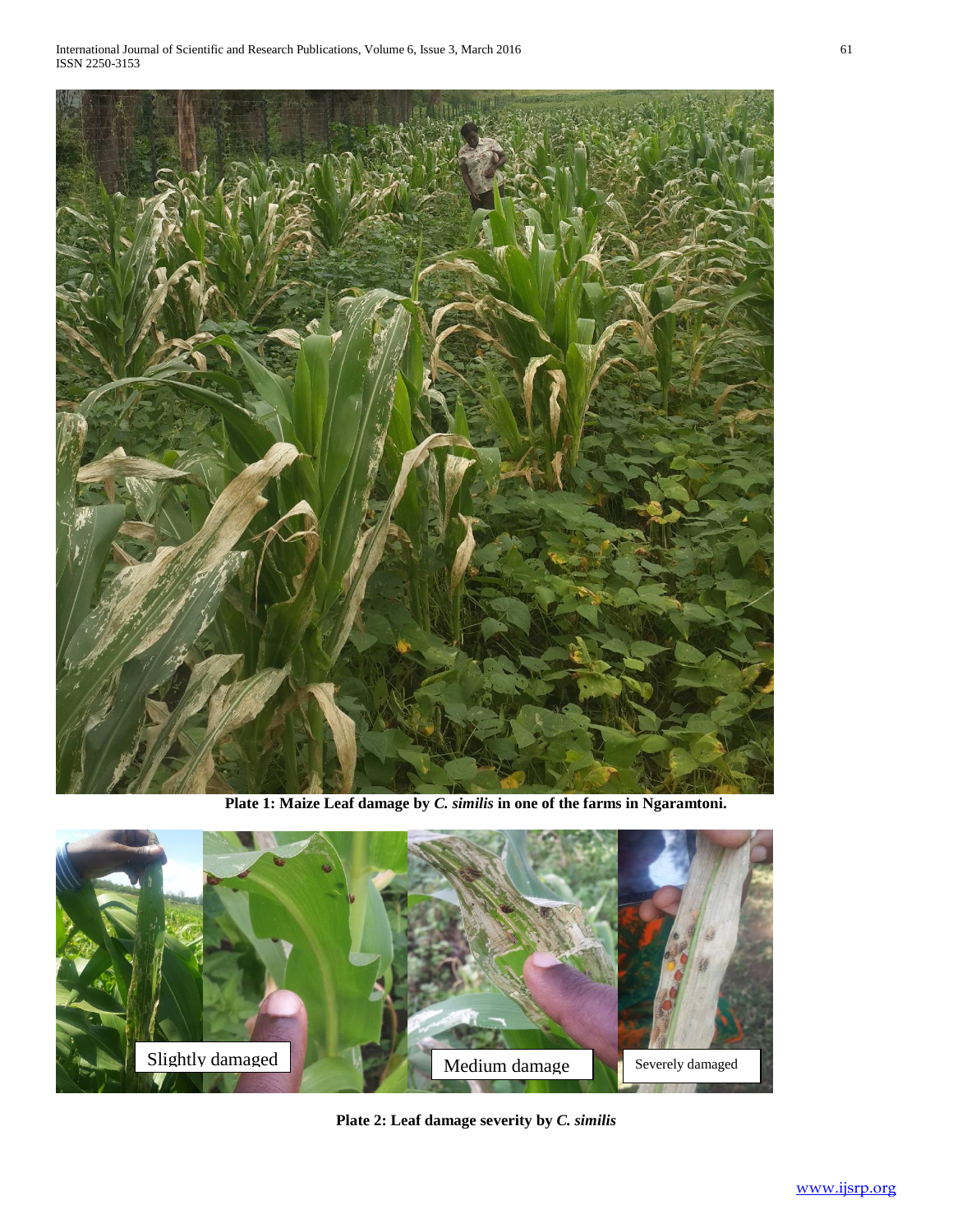**Plate 1: Maize Leaf damage by *C. similis* in one of the farms in Ngaramtoni.**

**Plate 2: Leaf damage severity by *C. similis***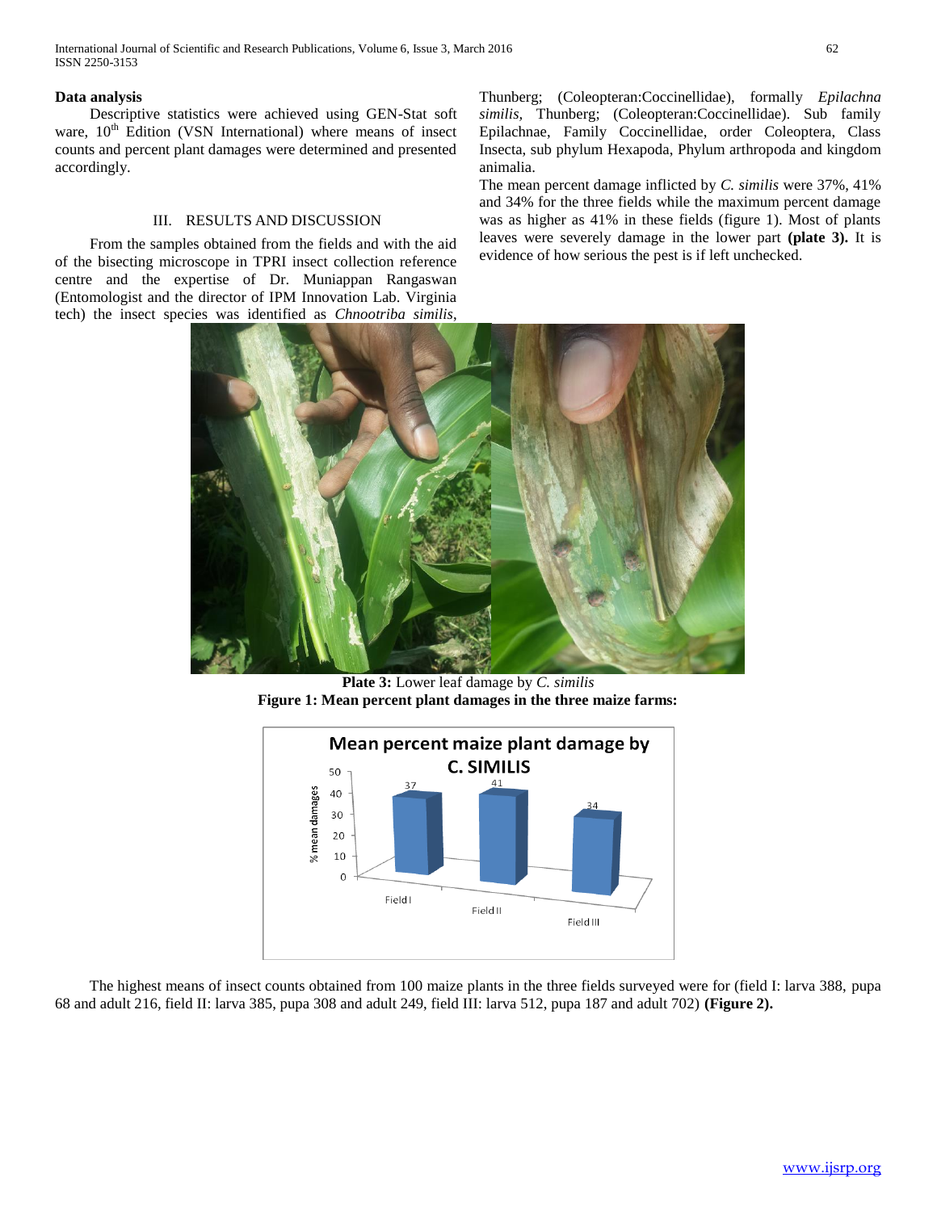### Data analysis

Descriptive statistics were achieved using GEN-Stat soft ware, 10th Edition (VSN International) where means of insect counts and percent plant damages were determined and presented accordingly.

## III. RESULTS AND DISCUSSION

From the samples obtained from the fields and with the aid of the bisecting microscope in TPRI insect collection reference centre and the expertise of Dr. Muniappan Rangaswan (Entomologist and the director of IPM Innovation Lab. Virginia tech) the insect species was identified as *Chnootriba similis*, Thunberg; (Coleopteran:Coccinellidae), formally *Epilachna similis,* Thunberg; (Coleopteran:Coccinellidae). Sub family Epilachnae, Family Coccinellidae, order Coleoptera, Class Insecta, sub phylum Hexapoda, Phylum arthropoda and kingdom animalia.

The mean percent damage inflicted by *C. similis* were 37%, 41% and 34% for the three fields while the maximum percent damage was as higher as 41% in these fields (figure 1). Most of plants leaves were severely damage in the lower part **(plate 3).** It is evidence of how serious the pest is if left unchecked.

**Plate 3:** Lower leaf damage by *C. similis*

**Figure 1: Mean percent plant damages in the three maize farms:**

The highest means of insect counts obtained from 100 maize plants in the three fields surveyed were for (field I: larva 388, pupa 68 and adult 216, field II: larva 385, pupa 308 and adult 249, field III: larva 512, pupa 187 and adult 702) **(Figure 2).**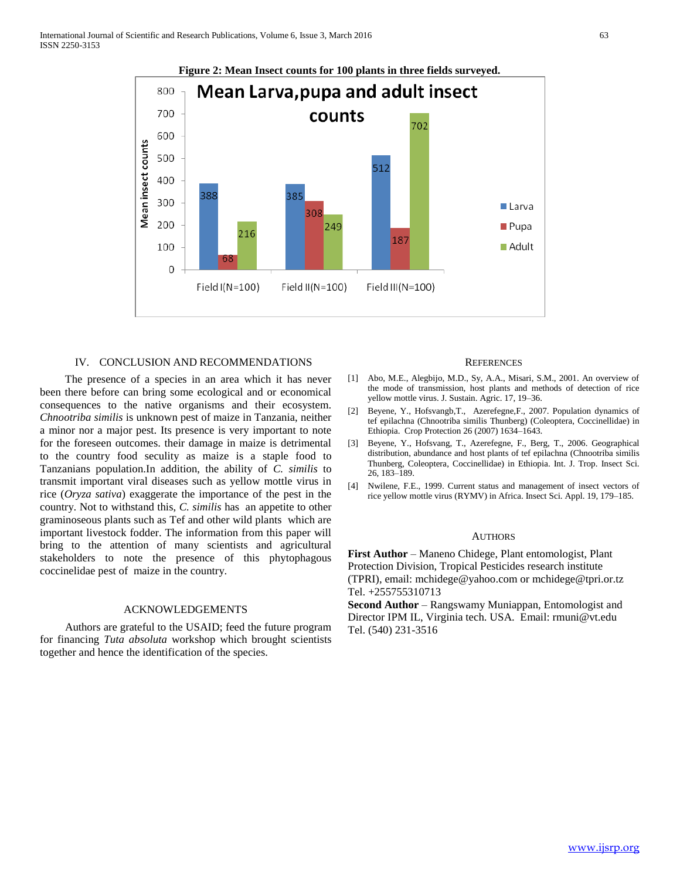**Figure 2: Mean Insect counts for 100 plants in three fields surveyed.**

Mean Larva,pupa and adult insect counts

Mean insect counts

800
700
600
500
400
300
200
100
0

388
68
216
385
308
249
512
187
702

Field I(N=100)
Field II(N=100)
Field III(N=100)

Larva
Pupa
Adult

## IV. CONCLUSION AND RECOMMENDATIONS

The presence of a species in an area which it has never been there before can bring some ecological and or economical consequences to the native organisms and their ecosystem. *Chnootriba similis* is unknown pest of maize in Tanzania, neither a minor nor a major pest. Its presence is very important to note for the foreseen outcomes. their damage in maize is detrimental to the country food seculity as maize is a staple food to Tanzanians population.In addition, the ability of *C. similis* to transmit important viral diseases such as yellow mottle virus in rice (*Oryza sativa*) exaggerate the importance of the pest in the country. Not to withstand this, *C. similis* has an appetite to other graminoseous plants such as Tef and other wild plants which are important livestock fodder. The information from this paper will bring to the attention of many scientists and agricultural stakeholders to note the presence of this phytophagous coccinelidae pest of maize in the country.

## ACKNOWLEDGEMENTS

Authors are grateful to the USAID; feed the future program for financing *Tuta absoluta* workshop which brought scientists together and hence the identification of the species.

## REFERENCES

[1] Abo, M.E., Alegbijo, M.D., Sy, A.A., Misari, S.M., 2001. An overview of the mode of transmission, host plants and methods of detection of rice yellow mottle virus. J. Sustain. Agric. 17, 19–36.

[2] Beyene, Y., Hofsvangb,T., Azerefegne,F., 2007. Population dynamics of tef epilachna (Chnootriba similis Thunberg) (Coleoptera, Coccinellidae) in Ethiopia. Crop Protection 26 (2007) 1634–1643.

[3] Beyene, Y., Hofsvang, T., Azerefegne, F., Berg, T., 2006. Geographical distribution, abundance and host plants of tef epilachna (Chnootriba similis Thunberg, Coleoptera, Coccinellidae) in Ethiopia. Int. J. Trop. Insect Sci. 26, 183–189.

[4] Nwilene, F.E., 1999. Current status and management of insect vectors of rice yellow mottle virus (RYMV) in Africa. Insect Sci. Appl. 19, 179–185.

## AUTHORS

**First Author** – Maneno Chidege, Plant entomologist, Plant Protection Division, Tropical Pesticides research institute (TPRI), email: mchidege@yahoo.com or mchidege@tpri.or.tz Tel. +255755310713

**Second Author** – Rangswamy Muniappan, Entomologist and Director IPM IL, Virginia tech. USA. Email: rmuni@vt.edu Tel. (540) 231-3516